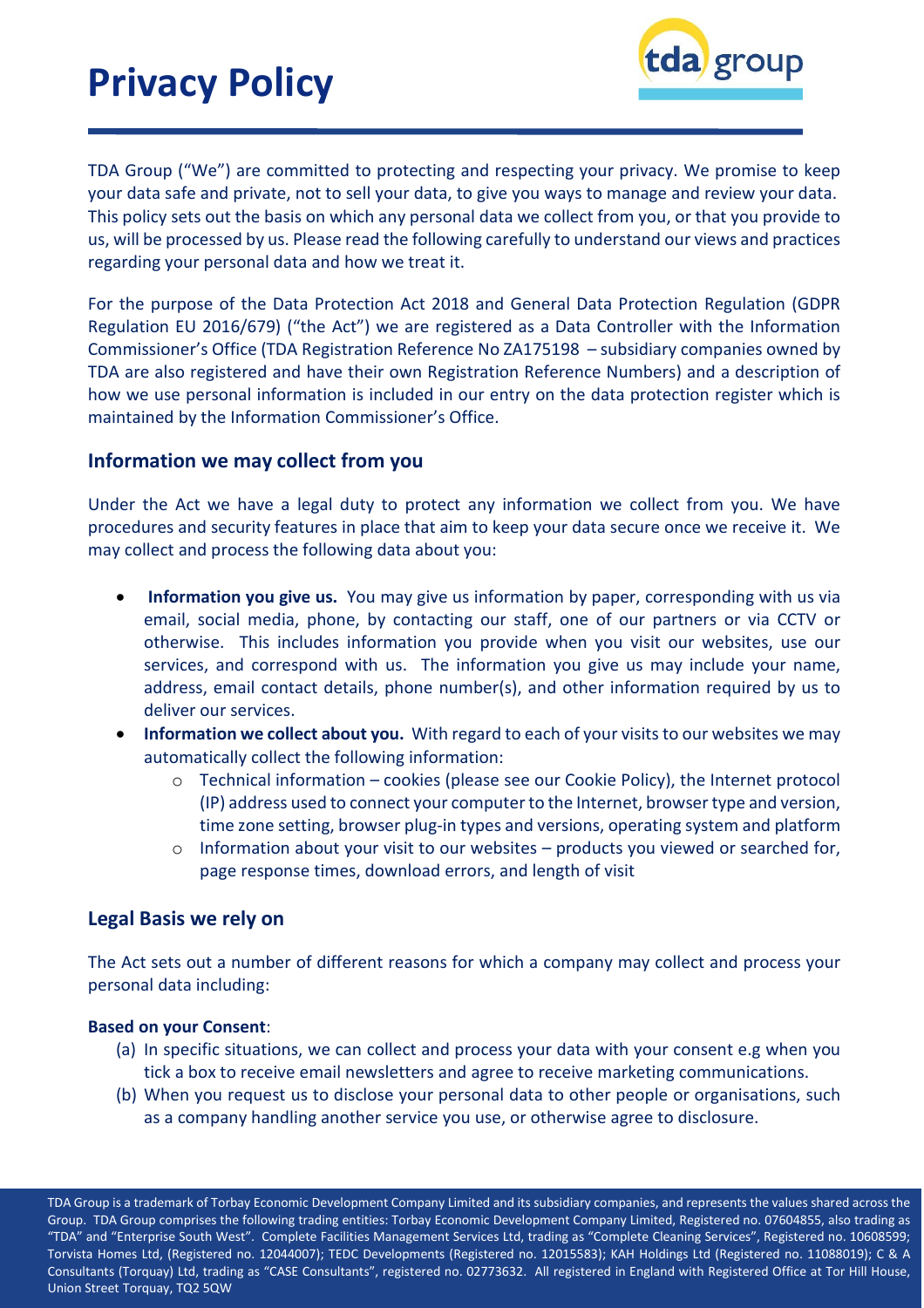# Privacy Policy

TDA Group ("We") are committed to protecting and respecting your privacy. We promise to keep your data safe and private, not to sell your data, to give you ways to manage and review your data. This policy sets out the basis on which any personal data we collect from you, or that you provide to us, will be processed by us. Please read the following carefully to understand our views and practices regarding your personal data and how we treat it.

For the purpose of the Data Protection Act 2018 and General Data Protection Regulation (GDPR Regulation EU 2016/679) ("the Act") we are registered as a Data Controller with the Information Commissioner's Office (TDA Registration Reference No ZA175198 – subsidiary companies owned by TDA are also registered and have their own Registration Reference Numbers) and a description of how we use personal information is included in our entry on the data protection register which is maintained by the Information Commissioner's Office.

## Information we may collect from you

Under the Act we have a legal duty to protect any information we collect from you. We have procedures and security features in place that aim to keep your data secure once we receive it. We may collect and process the following data about you:

- **Information you give us.** You may give us information by paper, corresponding with us via email, social media, phone, by contacting our staff, one of our partners or via CCTV or otherwise. This includes information you provide when you visit our websites, use our services, and correspond with us. The information you give us may include your name, address, email contact details, phone number(s), and other information required by us to deliver our services.
- **Information we collect about you.** With regard to each of your visits to our websites we may automatically collect the following information:
  - Technical information – cookies (please see our Cookie Policy), the Internet protocol (IP) address used to connect your computer to the Internet, browser type and version, time zone setting, browser plug-in types and versions, operating system and platform
  - Information about your visit to our websites – products you viewed or searched for, page response times, download errors, and length of visit

## Legal Basis we rely on

The Act sets out a number of different reasons for which a company may collect and process your personal data including:

**Based on your Consent**:

(a) In specific situations, we can collect and process your data with your consent e.g when you tick a box to receive email newsletters and agree to receive marketing communications.

(b) When you request us to disclose your personal data to other people or organisations, such as a company handling another service you use, or otherwise agree to disclosure.

TDA Group is a trademark of Torbay Economic Development Company Limited and its subsidiary companies, and represents the values shared across the Group. TDA Group comprises the following trading entities: Torbay Economic Development Company Limited, Registered no. 07604855, also trading as "TDA" and "Enterprise South West". Complete Facilities Management Services Ltd, trading as "Complete Cleaning Services", Registered no. 10608599; Torvista Homes Ltd, (Registered no. 12044007); TEDC Developments (Registered no. 12015583); KAH Holdings Ltd (Registered no. 11088019); C & A Consultants (Torquay) Ltd, trading as "CASE Consultants", registered no. 02773632. All registered in England with Registered Office at Tor Hill House, Union Street Torquay, TQ2 5QW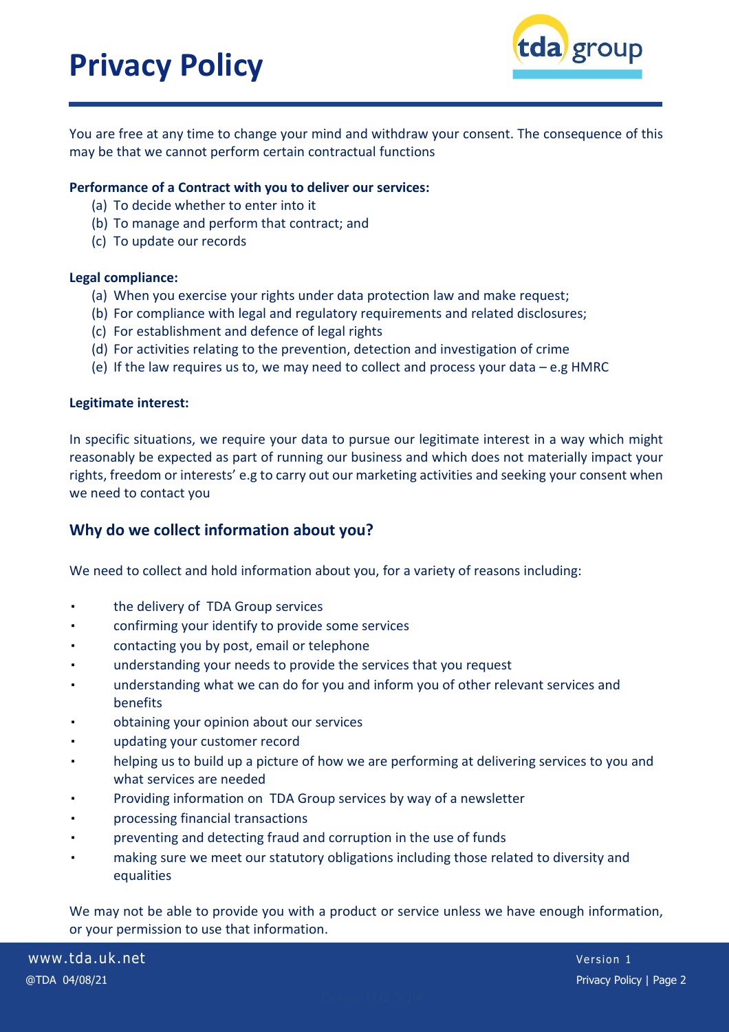You are free at any time to change your mind and withdraw your consent. The consequence of this may be that we cannot perform certain contractual functions

**Performance of a Contract with you to deliver our services:**

(a) To decide whether to enter into it
(b) To manage and perform that contract; and
(c) To update our records

**Legal compliance:**

(a) When you exercise your rights under data protection law and make request;
(b) For compliance with legal and regulatory requirements and related disclosures;
(c) For establishment and defence of legal rights
(d) For activities relating to the prevention, detection and investigation of crime
(e) If the law requires us to, we may need to collect and process your data – e.g HMRC

**Legitimate interest:**

In specific situations, we require your data to pursue our legitimate interest in a way which might reasonably be expected as part of running our business and which does not materially impact your rights, freedom or interests' e.g to carry out our marketing activities and seeking your consent when we need to contact you

## Why do we collect information about you?

We need to collect and hold information about you, for a variety of reasons including:

- the delivery of TDA Group services
- confirming your identify to provide some services
- contacting you by post, email or telephone
- understanding your needs to provide the services that you request
- understanding what we can do for you and inform you of other relevant services and benefits
- obtaining your opinion about our services
- updating your customer record
- helping us to build up a picture of how we are performing at delivering services to you and what services are needed
- Providing information on TDA Group services by way of a newsletter
- processing financial transactions
- preventing and detecting fraud and corruption in the use of funds
- making sure we meet our statutory obligations including those related to diversity and equalities

We may not be able to provide you with a product or service unless we have enough information, or your permission to use that information.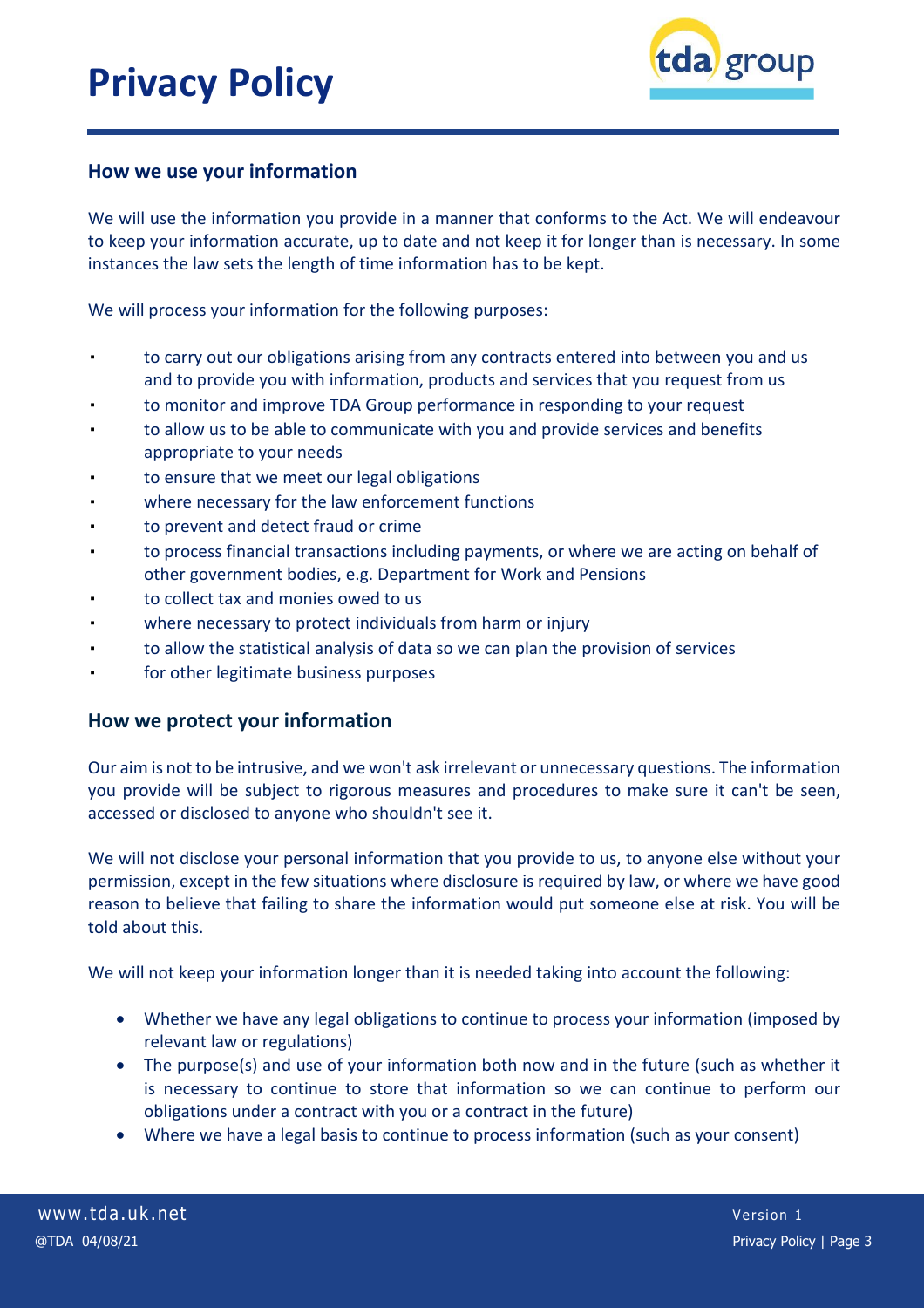## How we use your information

We will use the information you provide in a manner that conforms to the Act. We will endeavour to keep your information accurate, up to date and not keep it for longer than is necessary. In some instances the law sets the length of time information has to be kept.

We will process your information for the following purposes:

- to carry out our obligations arising from any contracts entered into between you and us and to provide you with information, products and services that you request from us
- to monitor and improve TDA Group performance in responding to your request
- to allow us to be able to communicate with you and provide services and benefits appropriate to your needs
- to ensure that we meet our legal obligations
- where necessary for the law enforcement functions
- to prevent and detect fraud or crime
- to process financial transactions including payments, or where we are acting on behalf of other government bodies, e.g. Department for Work and Pensions
- to collect tax and monies owed to us
- where necessary to protect individuals from harm or injury
- to allow the statistical analysis of data so we can plan the provision of services
- for other legitimate business purposes

## How we protect your information

Our aim is not to be intrusive, and we won't ask irrelevant or unnecessary questions. The information you provide will be subject to rigorous measures and procedures to make sure it can't be seen, accessed or disclosed to anyone who shouldn't see it.

We will not disclose your personal information that you provide to us, to anyone else without your permission, except in the few situations where disclosure is required by law, or where we have good reason to believe that failing to share the information would put someone else at risk. You will be told about this.

We will not keep your information longer than it is needed taking into account the following:

- Whether we have any legal obligations to continue to process your information (imposed by relevant law or regulations)
- The purpose(s) and use of your information both now and in the future (such as whether it is necessary to continue to store that information so we can continue to perform our obligations under a contract with you or a contract in the future)
- Where we have a legal basis to continue to process information (such as your consent)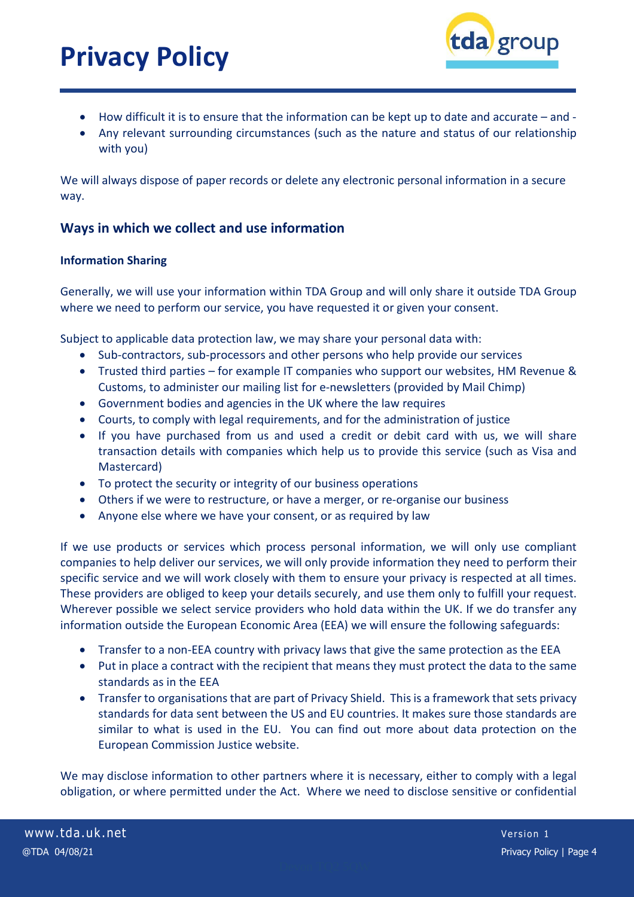- How difficult it is to ensure that the information can be kept up to date and accurate – and -
- Any relevant surrounding circumstances (such as the nature and status of our relationship with you)

We will always dispose of paper records or delete any electronic personal information in a secure way.

## Ways in which we collect and use information

**Information Sharing**

Generally, we will use your information within TDA Group and will only share it outside TDA Group where we need to perform our service, you have requested it or given your consent.

Subject to applicable data protection law, we may share your personal data with:

- Sub-contractors, sub-processors and other persons who help provide our services
- Trusted third parties – for example IT companies who support our websites, HM Revenue & Customs, to administer our mailing list for e-newsletters (provided by Mail Chimp)
- Government bodies and agencies in the UK where the law requires
- Courts, to comply with legal requirements, and for the administration of justice
- If you have purchased from us and used a credit or debit card with us, we will share transaction details with companies which help us to provide this service (such as Visa and Mastercard)
- To protect the security or integrity of our business operations
- Others if we were to restructure, or have a merger, or re-organise our business
- Anyone else where we have your consent, or as required by law

If we use products or services which process personal information, we will only use compliant companies to help deliver our services, we will only provide information they need to perform their specific service and we will work closely with them to ensure your privacy is respected at all times. These providers are obliged to keep your details securely, and use them only to fulfill your request. Wherever possible we select service providers who hold data within the UK. If we do transfer any information outside the European Economic Area (EEA) we will ensure the following safeguards:

- Transfer to a non-EEA country with privacy laws that give the same protection as the EEA
- Put in place a contract with the recipient that means they must protect the data to the same standards as in the EEA
- Transfer to organisations that are part of Privacy Shield. This is a framework that sets privacy standards for data sent between the US and EU countries. It makes sure those standards are similar to what is used in the EU. You can find out more about data protection on the European Commission Justice website.

We may disclose information to other partners where it is necessary, either to comply with a legal obligation, or where permitted under the Act. Where we need to disclose sensitive or confidential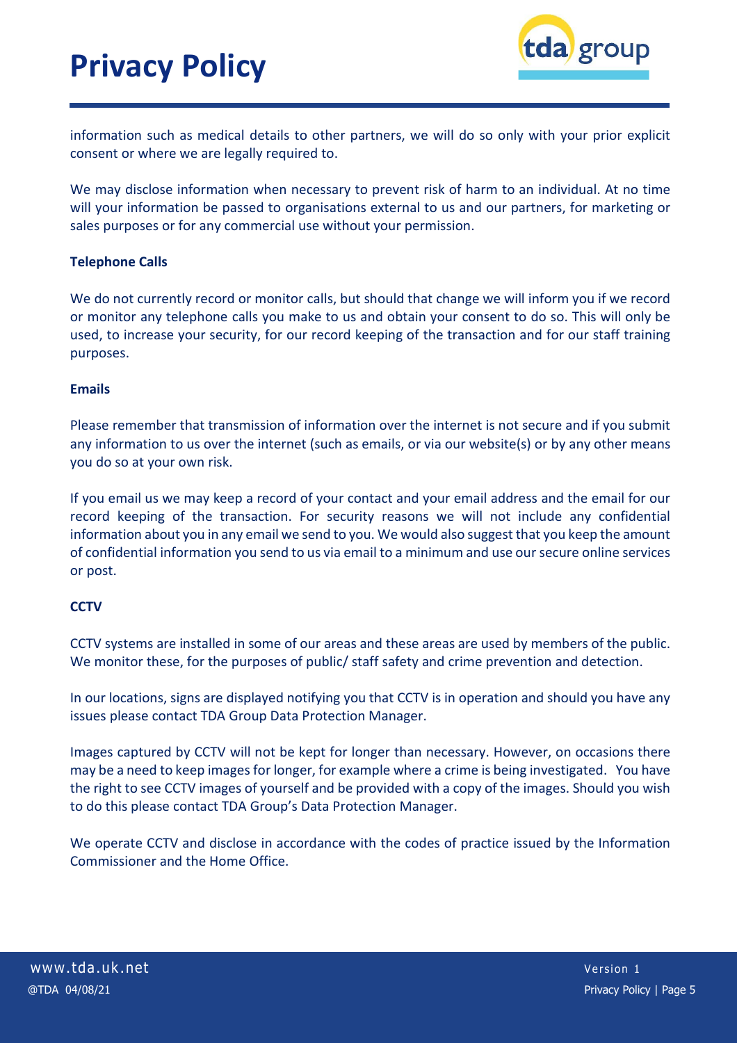information such as medical details to other partners, we will do so only with your prior explicit consent or where we are legally required to.

We may disclose information when necessary to prevent risk of harm to an individual. At no time will your information be passed to organisations external to us and our partners, for marketing or sales purposes or for any commercial use without your permission.

**Telephone Calls**

We do not currently record or monitor calls, but should that change we will inform you if we record or monitor any telephone calls you make to us and obtain your consent to do so. This will only be used, to increase your security, for our record keeping of the transaction and for our staff training purposes.

**Emails**

Please remember that transmission of information over the internet is not secure and if you submit any information to us over the internet (such as emails, or via our website(s) or by any other means you do so at your own risk.

If you email us we may keep a record of your contact and your email address and the email for our record keeping of the transaction. For security reasons we will not include any confidential information about you in any email we send to you. We would also suggest that you keep the amount of confidential information you send to us via email to a minimum and use our secure online services or post.

**CCTV**

CCTV systems are installed in some of our areas and these areas are used by members of the public. We monitor these, for the purposes of public/ staff safety and crime prevention and detection.

In our locations, signs are displayed notifying you that CCTV is in operation and should you have any issues please contact TDA Group Data Protection Manager.

Images captured by CCTV will not be kept for longer than necessary. However, on occasions there may be a need to keep images for longer, for example where a crime is being investigated. You have the right to see CCTV images of yourself and be provided with a copy of the images. Should you wish to do this please contact TDA Group's Data Protection Manager.

We operate CCTV and disclose in accordance with the codes of practice issued by the Information Commissioner and the Home Office.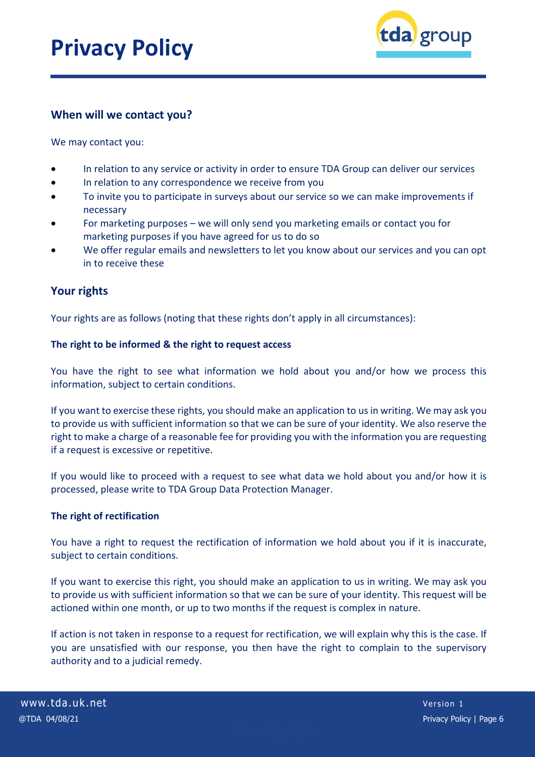## When will we contact you?

We may contact you:

- In relation to any service or activity in order to ensure TDA Group can deliver our services
- In relation to any correspondence we receive from you
- To invite you to participate in surveys about our service so we can make improvements if necessary
- For marketing purposes – we will only send you marketing emails or contact you for marketing purposes if you have agreed for us to do so
- We offer regular emails and newsletters to let you know about our services and you can opt in to receive these

## Your rights

Your rights are as follows (noting that these rights don't apply in all circumstances):

**The right to be informed & the right to request access**

You have the right to see what information we hold about you and/or how we process this information, subject to certain conditions.

If you want to exercise these rights, you should make an application to us in writing. We may ask you to provide us with sufficient information so that we can be sure of your identity. We also reserve the right to make a charge of a reasonable fee for providing you with the information you are requesting if a request is excessive or repetitive.

If you would like to proceed with a request to see what data we hold about you and/or how it is processed, please write to TDA Group Data Protection Manager.

**The right of rectification**

You have a right to request the rectification of information we hold about you if it is inaccurate, subject to certain conditions.

If you want to exercise this right, you should make an application to us in writing. We may ask you to provide us with sufficient information so that we can be sure of your identity. This request will be actioned within one month, or up to two months if the request is complex in nature.

If action is not taken in response to a request for rectification, we will explain why this is the case. If you are unsatisfied with our response, you then have the right to complain to the supervisory authority and to a judicial remedy.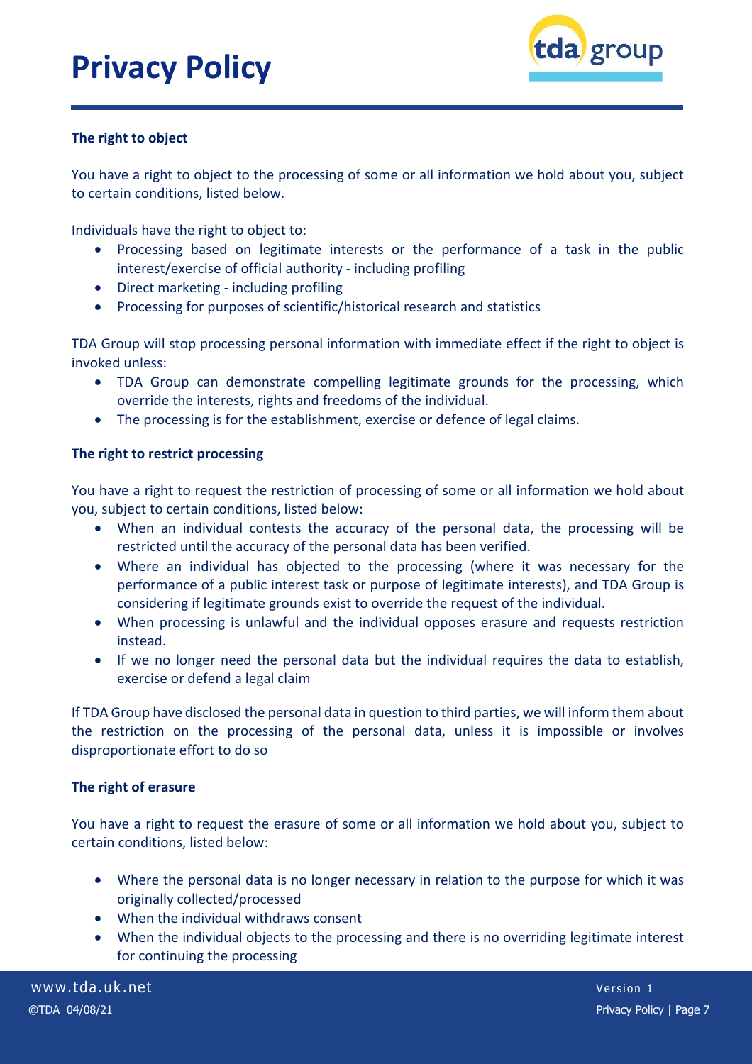**The right to object**

You have a right to object to the processing of some or all information we hold about you, subject to certain conditions, listed below.

Individuals have the right to object to:

- Processing based on legitimate interests or the performance of a task in the public interest/exercise of official authority - including profiling
- Direct marketing - including profiling
- Processing for purposes of scientific/historical research and statistics

TDA Group will stop processing personal information with immediate effect if the right to object is invoked unless:

- TDA Group can demonstrate compelling legitimate grounds for the processing, which override the interests, rights and freedoms of the individual.
- The processing is for the establishment, exercise or defence of legal claims.

**The right to restrict processing**

You have a right to request the restriction of processing of some or all information we hold about you, subject to certain conditions, listed below:

- When an individual contests the accuracy of the personal data, the processing will be restricted until the accuracy of the personal data has been verified.
- Where an individual has objected to the processing (where it was necessary for the performance of a public interest task or purpose of legitimate interests), and TDA Group is considering if legitimate grounds exist to override the request of the individual.
- When processing is unlawful and the individual opposes erasure and requests restriction instead.
- If we no longer need the personal data but the individual requires the data to establish, exercise or defend a legal claim

If TDA Group have disclosed the personal data in question to third parties, we will inform them about the restriction on the processing of the personal data, unless it is impossible or involves disproportionate effort to do so

**The right of erasure**

You have a right to request the erasure of some or all information we hold about you, subject to certain conditions, listed below:

- Where the personal data is no longer necessary in relation to the purpose for which it was originally collected/processed
- When the individual withdraws consent
- When the individual objects to the processing and there is no overriding legitimate interest for continuing the processing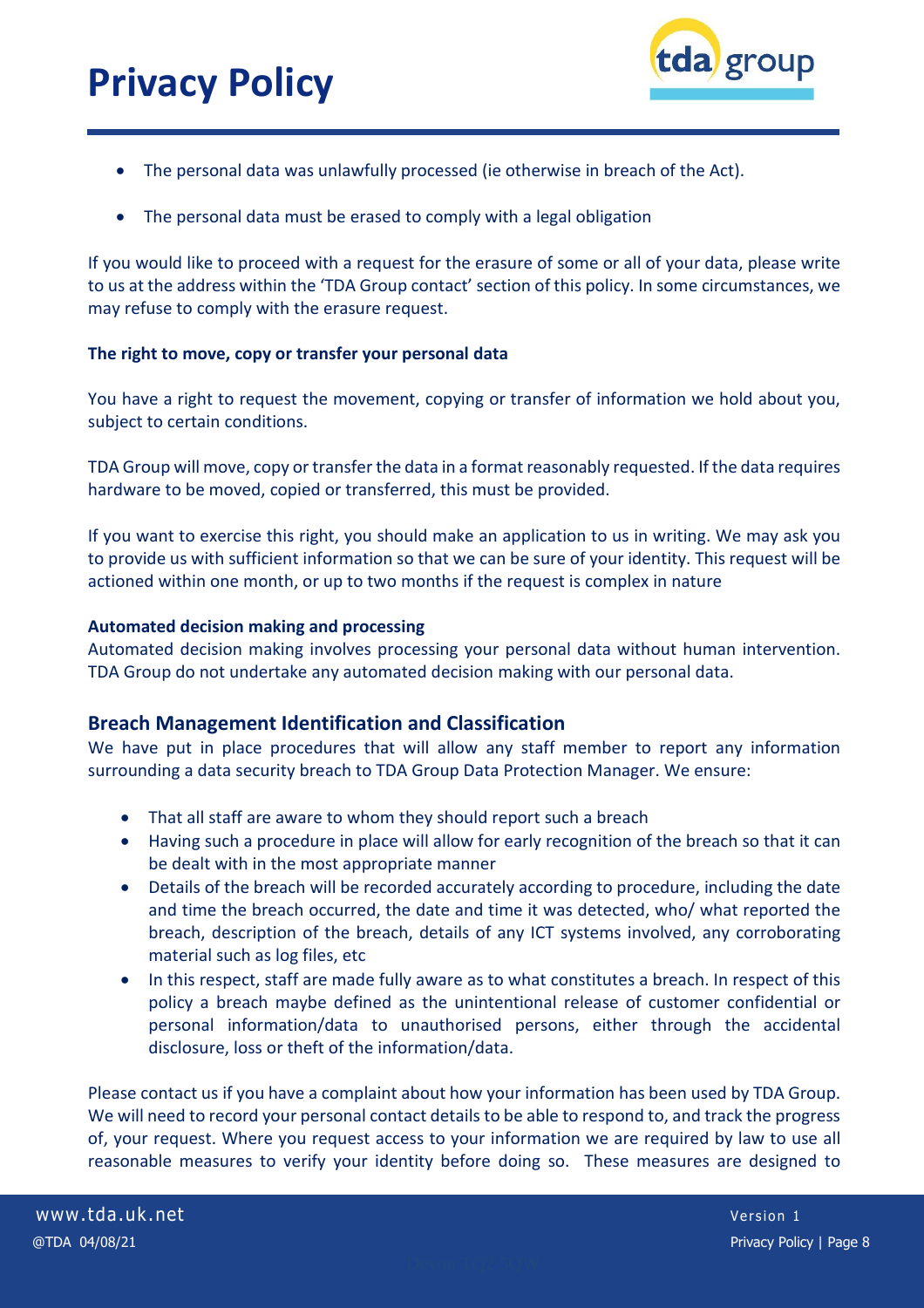- The personal data was unlawfully processed (ie otherwise in breach of the Act).

- The personal data must be erased to comply with a legal obligation

If you would like to proceed with a request for the erasure of some or all of your data, please write to us at the address within the 'TDA Group contact' section of this policy. In some circumstances, we may refuse to comply with the erasure request.

**The right to move, copy or transfer your personal data**

You have a right to request the movement, copying or transfer of information we hold about you, subject to certain conditions.

TDA Group will move, copy or transfer the data in a format reasonably requested. If the data requires hardware to be moved, copied or transferred, this must be provided.

If you want to exercise this right, you should make an application to us in writing. We may ask you to provide us with sufficient information so that we can be sure of your identity. This request will be actioned within one month, or up to two months if the request is complex in nature

**Automated decision making and processing**

Automated decision making involves processing your personal data without human intervention. TDA Group do not undertake any automated decision making with our personal data.

## Breach Management Identification and Classification

We have put in place procedures that will allow any staff member to report any information surrounding a data security breach to TDA Group Data Protection Manager. We ensure:

- That all staff are aware to whom they should report such a breach
- Having such a procedure in place will allow for early recognition of the breach so that it can be dealt with in the most appropriate manner
- Details of the breach will be recorded accurately according to procedure, including the date and time the breach occurred, the date and time it was detected, who/ what reported the breach, description of the breach, details of any ICT systems involved, any corroborating material such as log files, etc
- In this respect, staff are made fully aware as to what constitutes a breach. In respect of this policy a breach maybe defined as the unintentional release of customer confidential or personal information/data to unauthorised persons, either through the accidental disclosure, loss or theft of the information/data.

Please contact us if you have a complaint about how your information has been used by TDA Group. We will need to record your personal contact details to be able to respond to, and track the progress of, your request. Where you request access to your information we are required by law to use all reasonable measures to verify your identity before doing so. These measures are designed to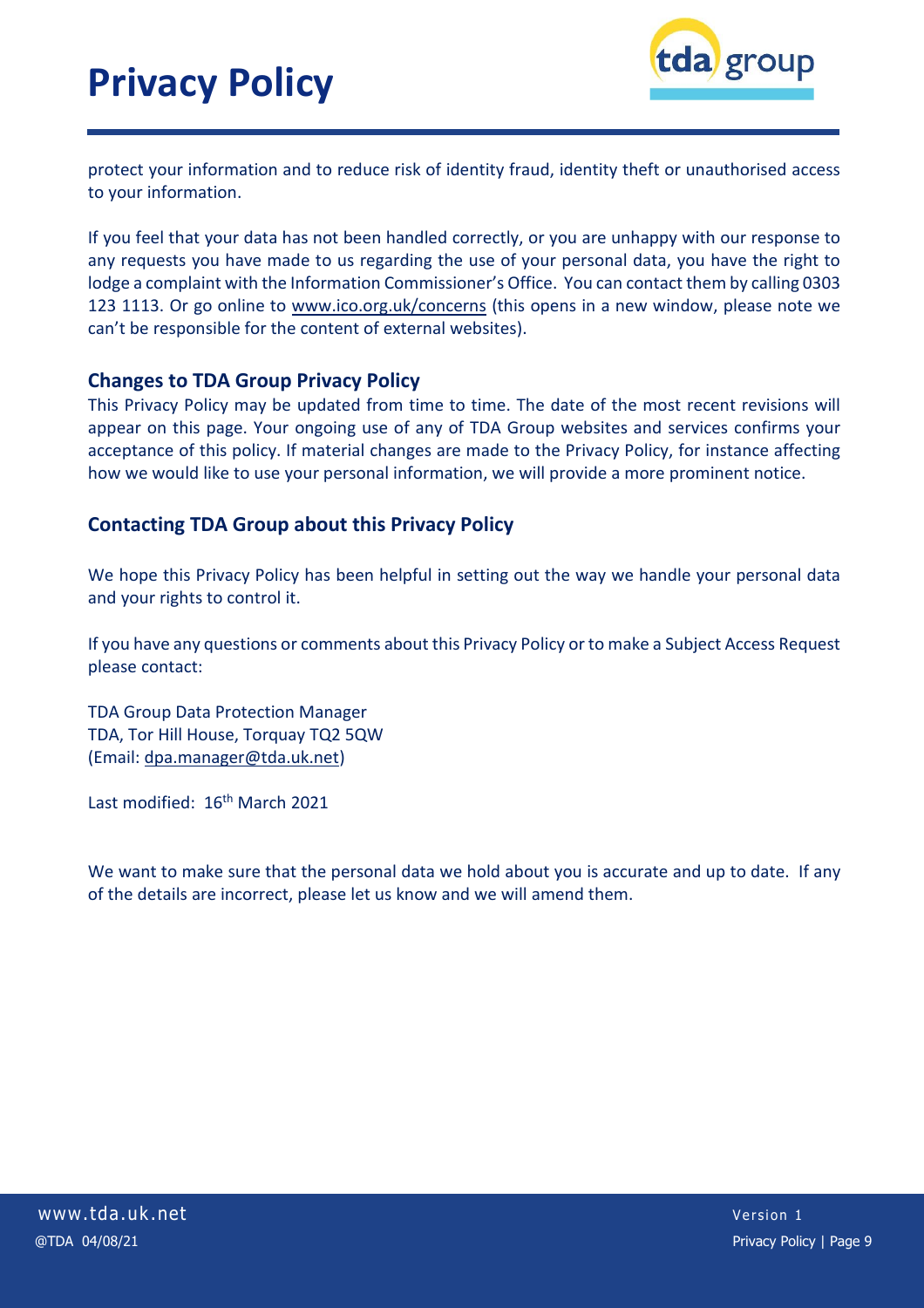protect your information and to reduce risk of identity fraud, identity theft or unauthorised access to your information.

If you feel that your data has not been handled correctly, or you are unhappy with our response to any requests you have made to us regarding the use of your personal data, you have the right to lodge a complaint with the Information Commissioner's Office. You can contact them by calling 0303 123 1113. Or go online to www.ico.org.uk/concerns (this opens in a new window, please note we can't be responsible for the content of external websites).

## Changes to TDA Group Privacy Policy

This Privacy Policy may be updated from time to time. The date of the most recent revisions will appear on this page. Your ongoing use of any of TDA Group websites and services confirms your acceptance of this policy. If material changes are made to the Privacy Policy, for instance affecting how we would like to use your personal information, we will provide a more prominent notice.

## Contacting TDA Group about this Privacy Policy

We hope this Privacy Policy has been helpful in setting out the way we handle your personal data and your rights to control it.

If you have any questions or comments about this Privacy Policy or to make a Subject Access Request please contact:

TDA Group Data Protection Manager
TDA, Tor Hill House, Torquay TQ2 5QW
(Email: dpa.manager@tda.uk.net)

Last modified: 16th March 2021

We want to make sure that the personal data we hold about you is accurate and up to date. If any of the details are incorrect, please let us know and we will amend them.